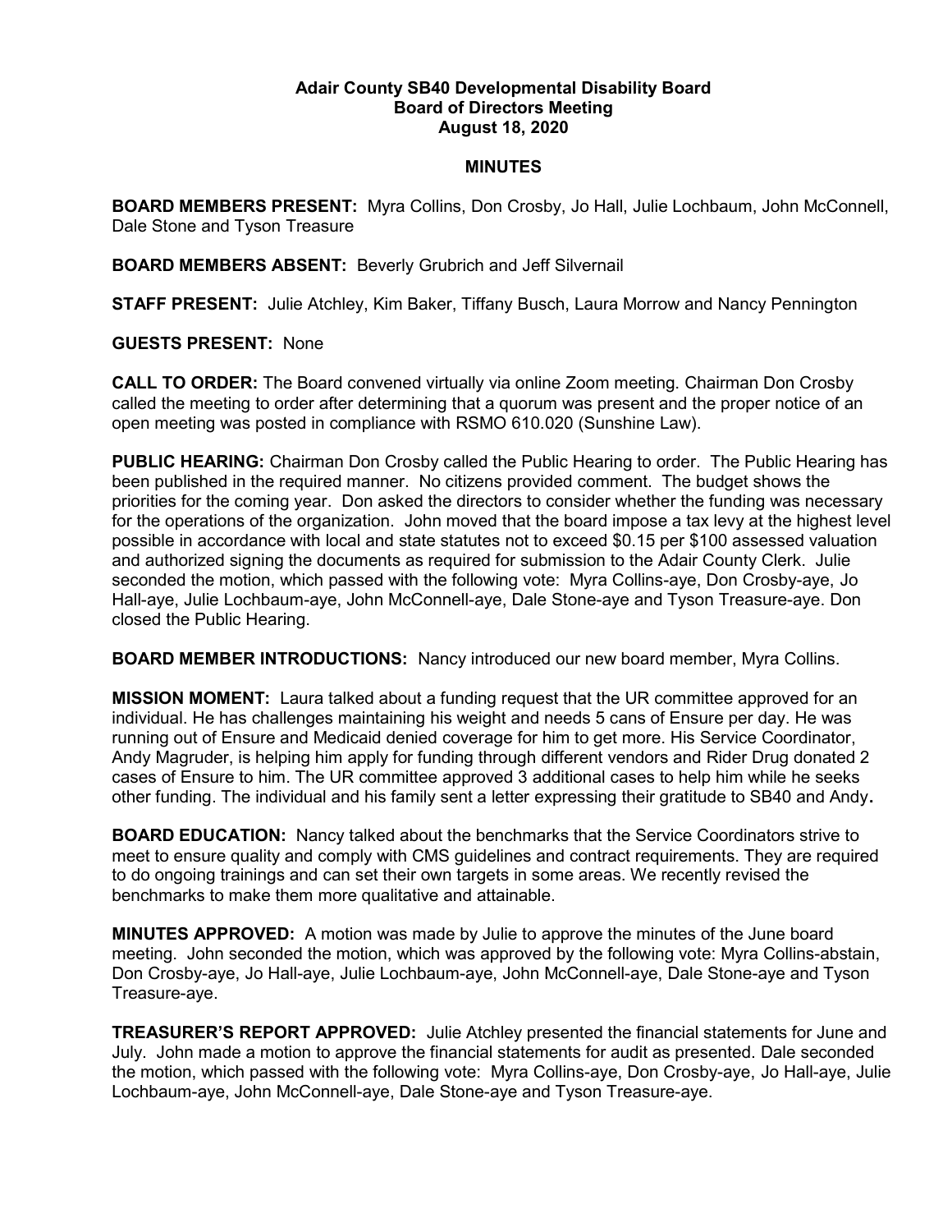**Adair County SB40 Developmental Disability Board**
**Board of Directors Meeting**
**August 18, 2020**

**MINUTES**

**BOARD MEMBERS PRESENT:** Myra Collins, Don Crosby, Jo Hall, Julie Lochbaum, John McConnell, Dale Stone and Tyson Treasure

**BOARD MEMBERS ABSENT:** Beverly Grubrich and Jeff Silvernail

**STAFF PRESENT:** Julie Atchley, Kim Baker, Tiffany Busch, Laura Morrow and Nancy Pennington

**GUESTS PRESENT:** None

**CALL TO ORDER:** The Board convened virtually via online Zoom meeting. Chairman Don Crosby called the meeting to order after determining that a quorum was present and the proper notice of an open meeting was posted in compliance with RSMO 610.020 (Sunshine Law).

**PUBLIC HEARING:** Chairman Don Crosby called the Public Hearing to order. The Public Hearing has been published in the required manner. No citizens provided comment. The budget shows the priorities for the coming year. Don asked the directors to consider whether the funding was necessary for the operations of the organization. John moved that the board impose a tax levy at the highest level possible in accordance with local and state statutes not to exceed $0.15 per $100 assessed valuation and authorized signing the documents as required for submission to the Adair County Clerk. Julie seconded the motion, which passed with the following vote: Myra Collins-aye, Don Crosby-aye, Jo Hall-aye, Julie Lochbaum-aye, John McConnell-aye, Dale Stone-aye and Tyson Treasure-aye. Don closed the Public Hearing.

**BOARD MEMBER INTRODUCTIONS:** Nancy introduced our new board member, Myra Collins.

**MISSION MOMENT:** Laura talked about a funding request that the UR committee approved for an individual. He has challenges maintaining his weight and needs 5 cans of Ensure per day. He was running out of Ensure and Medicaid denied coverage for him to get more. His Service Coordinator, Andy Magruder, is helping him apply for funding through different vendors and Rider Drug donated 2 cases of Ensure to him. The UR committee approved 3 additional cases to help him while he seeks other funding. The individual and his family sent a letter expressing their gratitude to SB40 and Andy**.**

**BOARD EDUCATION:** Nancy talked about the benchmarks that the Service Coordinators strive to meet to ensure quality and comply with CMS guidelines and contract requirements. They are required to do ongoing trainings and can set their own targets in some areas. We recently revised the benchmarks to make them more qualitative and attainable.

**MINUTES APPROVED:** A motion was made by Julie to approve the minutes of the June board meeting. John seconded the motion, which was approved by the following vote: Myra Collins-abstain, Don Crosby-aye, Jo Hall-aye, Julie Lochbaum-aye, John McConnell-aye, Dale Stone-aye and Tyson Treasure-aye.

**TREASURER'S REPORT APPROVED:** Julie Atchley presented the financial statements for June and July. John made a motion to approve the financial statements for audit as presented. Dale seconded the motion, which passed with the following vote: Myra Collins-aye, Don Crosby-aye, Jo Hall-aye, Julie Lochbaum-aye, John McConnell-aye, Dale Stone-aye and Tyson Treasure-aye.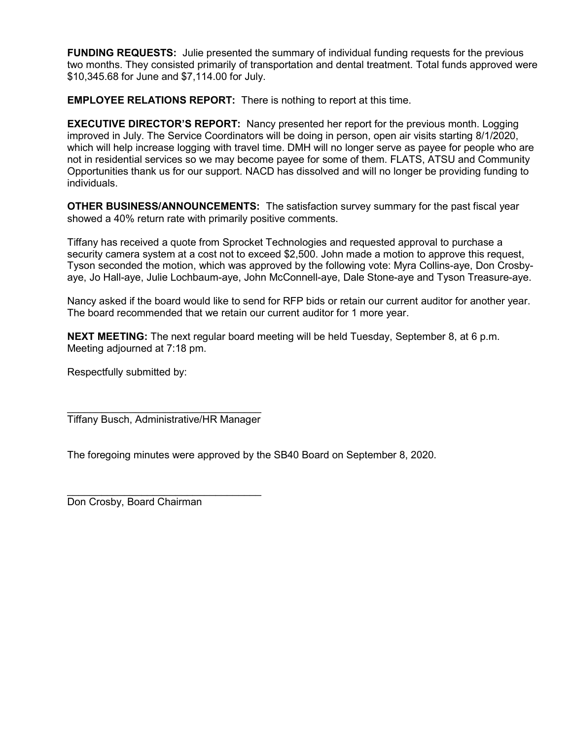**FUNDING REQUESTS:** Julie presented the summary of individual funding requests for the previous two months. They consisted primarily of transportation and dental treatment. Total funds approved were $10,345.68 for June and $7,114.00 for July.

**EMPLOYEE RELATIONS REPORT:** There is nothing to report at this time.

**EXECUTIVE DIRECTOR'S REPORT:** Nancy presented her report for the previous month. Logging improved in July. The Service Coordinators will be doing in person, open air visits starting 8/1/2020, which will help increase logging with travel time. DMH will no longer serve as payee for people who are not in residential services so we may become payee for some of them. FLATS, ATSU and Community Opportunities thank us for our support. NACD has dissolved and will no longer be providing funding to individuals.

**OTHER BUSINESS/ANNOUNCEMENTS:** The satisfaction survey summary for the past fiscal year showed a 40% return rate with primarily positive comments.

Tiffany has received a quote from Sprocket Technologies and requested approval to purchase a security camera system at a cost not to exceed $2,500. John made a motion to approve this request, Tyson seconded the motion, which was approved by the following vote: Myra Collins-aye, Don Crosby-aye, Jo Hall-aye, Julie Lochbaum-aye, John McConnell-aye, Dale Stone-aye and Tyson Treasure-aye.

Nancy asked if the board would like to send for RFP bids or retain our current auditor for another year. The board recommended that we retain our current auditor for 1 more year.

**NEXT MEETING:** The next regular board meeting will be held Tuesday, September 8, at 6 p.m. Meeting adjourned at 7:18 pm.

Respectfully submitted by:

\_\_\_\_\_\_\_\_\_\_\_\_\_\_\_\_\_\_\_\_\_\_\_\_\_\_\_\_\_\_\_\_\_\_\_

Tiffany Busch, Administrative/HR Manager

The foregoing minutes were approved by the SB40 Board on September 8, 2020.

\_\_\_\_\_\_\_\_\_\_\_\_\_\_\_\_\_\_\_\_\_\_\_\_\_\_\_\_\_\_\_\_\_\_\_

Don Crosby, Board Chairman